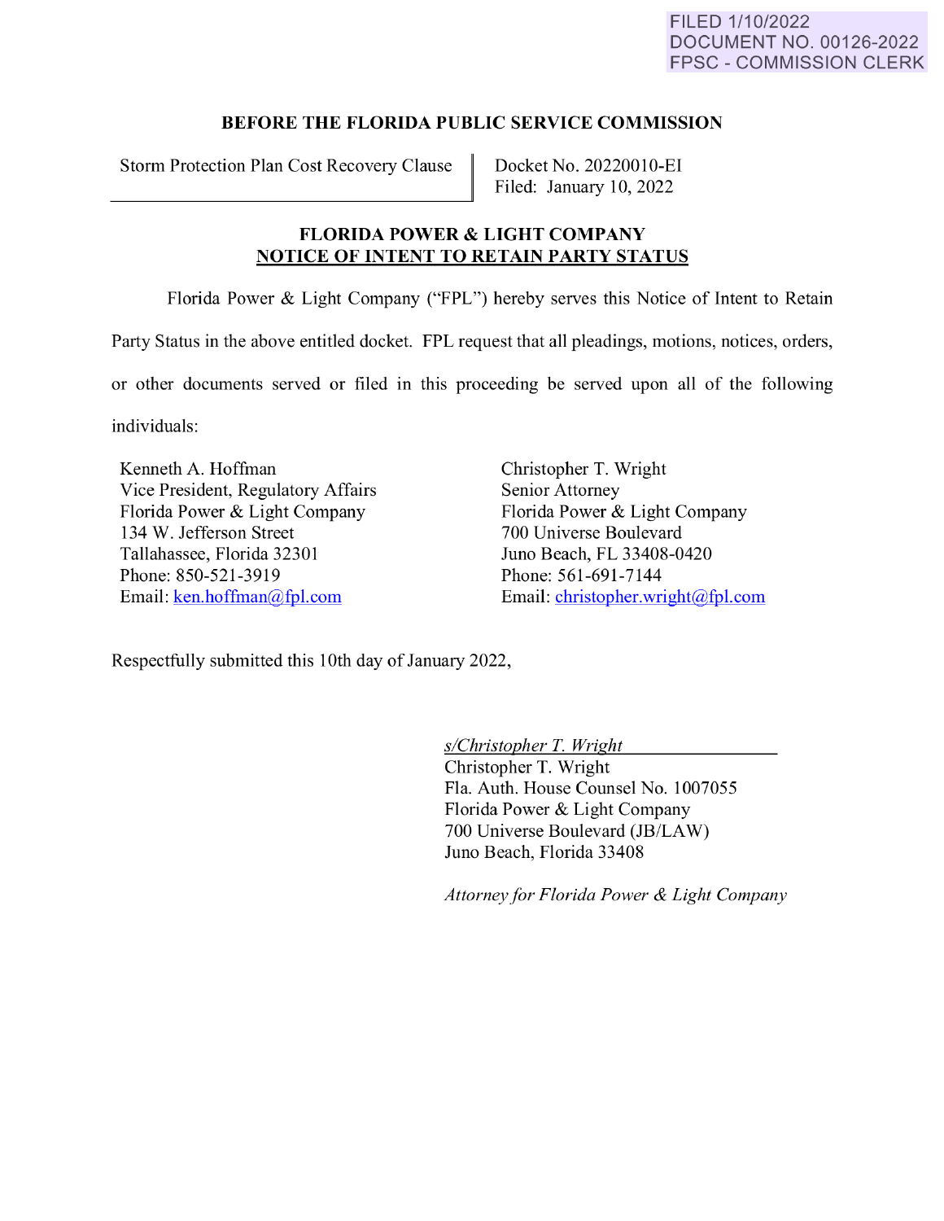FILED 1/10/2022
DOCUMENT NO. 00126-2022
FPSC - COMMISSION CLERK

## BEFORE THE FLORIDA PUBLIC SERVICE COMMISSION

| Storm Protection Plan Cost Recovery Clause | Docket No. 20220010-EI<br>Filed: January 10, 2022 |
| --- | --- |

## FLORIDA POWER & LIGHT COMPANY
## NOTICE OF INTENT TO RETAIN PARTY STATUS

Florida Power & Light Company ("FPL") hereby serves this Notice of Intent to Retain Party Status in the above entitled docket. FPL request that all pleadings, motions, notices, orders, or other documents served or filed in this proceeding be served upon all of the following individuals:

Kenneth A. Hoffman
Vice President, Regulatory Affairs
Florida Power & Light Company
134 W. Jefferson Street
Tallahassee, Florida 32301
Phone: 850-521-3919
Email: ken.hoffman@fpl.com

Christopher T. Wright
Senior Attorney
Florida Power & Light Company
700 Universe Boulevard
Juno Beach, FL 33408-0420
Phone: 561-691-7144
Email: christopher.wright@fpl.com

Respectfully submitted this 10th day of January 2022,

*s/Christopher T. Wright*
Christopher T. Wright
Fla. Auth. House Counsel No. 1007055
Florida Power & Light Company
700 Universe Boulevard (JB/LAW)
Juno Beach, Florida 33408

*Attorney for Florida Power & Light Company*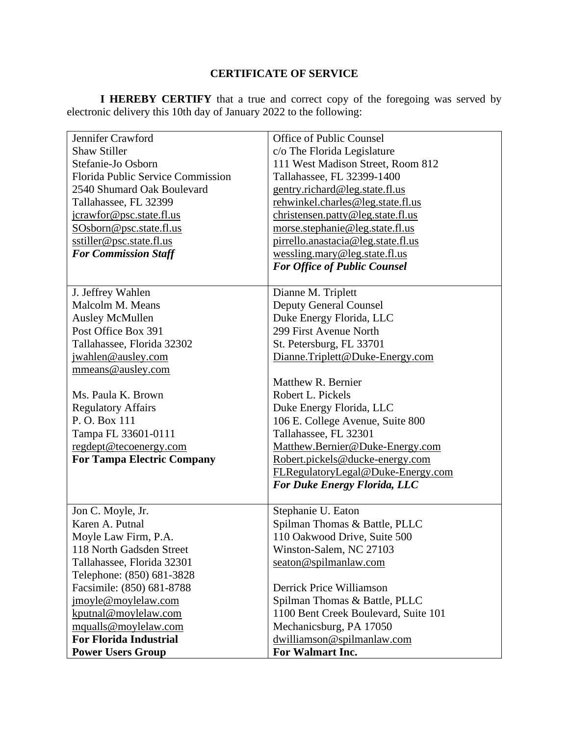# CERTIFICATE OF SERVICE

**I HEREBY CERTIFY** that a true and correct copy of the foregoing was served by electronic delivery this 10th day of January 2022 to the following:

| | |
|---|---|
| Jennifer Crawford<br>Shaw Stiller<br>Stefanie-Jo Osborn<br>Florida Public Service Commission<br>2540 Shumard Oak Boulevard<br>Tallahassee, FL 32399<br>jcrawfor@psc.state.fl.us<br>SOsborn@psc.state.fl.us<br>sstiller@psc.state.fl.us<br>***For Commission Staff*** | Office of Public Counsel<br>c/o The Florida Legislature<br>111 West Madison Street, Room 812<br>Tallahassee, FL 32399-1400<br>gentry.richard@leg.state.fl.us<br>rehwinkel.charles@leg.state.fl.us<br>christensen.patty@leg.state.fl.us<br>morse.stephanie@leg.state.fl.us<br>pirrello.anastacia@leg.state.fl.us<br>wessling.mary@leg.state.fl.us<br>***For Office of Public Counsel*** |
| J. Jeffrey Wahlen<br>Malcolm M. Means<br>Ausley McMullen<br>Post Office Box 391<br>Tallahassee, Florida 32302<br>jwahlen@ausley.com<br>mmeans@ausley.com<br><br>Ms. Paula K. Brown<br>Regulatory Affairs<br>P. O. Box 111<br>Tampa FL 33601-0111<br>regdept@tecoenergy.com<br>**For Tampa Electric Company** | Dianne M. Triplett<br>Deputy General Counsel<br>Duke Energy Florida, LLC<br>299 First Avenue North<br>St. Petersburg, FL 33701<br>Dianne.Triplett@Duke-Energy.com<br><br>Matthew R. Bernier<br>Robert L. Pickels<br>Duke Energy Florida, LLC<br>106 E. College Avenue, Suite 800<br>Tallahassee, FL 32301<br>Matthew.Bernier@Duke-Energy.com<br>Robert.pickels@ducke-energy.com<br>FLRegulatoryLegal@Duke-Energy.com<br>***For Duke Energy Florida, LLC*** |
| Jon C. Moyle, Jr.<br>Karen A. Putnal<br>Moyle Law Firm, P.A.<br>118 North Gadsden Street<br>Tallahassee, Florida 32301<br>Telephone: (850) 681-3828<br>Facsimile: (850) 681-8788<br>jmoyle@moylelaw.com<br>kputnal@moylelaw.com<br>mqualls@moylelaw.com<br>**For Florida Industrial Power Users Group** | Stephanie U. Eaton<br>Spilman Thomas & Battle, PLLC<br>110 Oakwood Drive, Suite 500<br>Winston-Salem, NC 27103<br>seaton@spilmanlaw.com<br><br>Derrick Price Williamson<br>Spilman Thomas & Battle, PLLC<br>1100 Bent Creek Boulevard, Suite 101<br>Mechanicsburg, PA 17050<br>dwilliamson@spilmanlaw.com<br>**For Walmart Inc.** |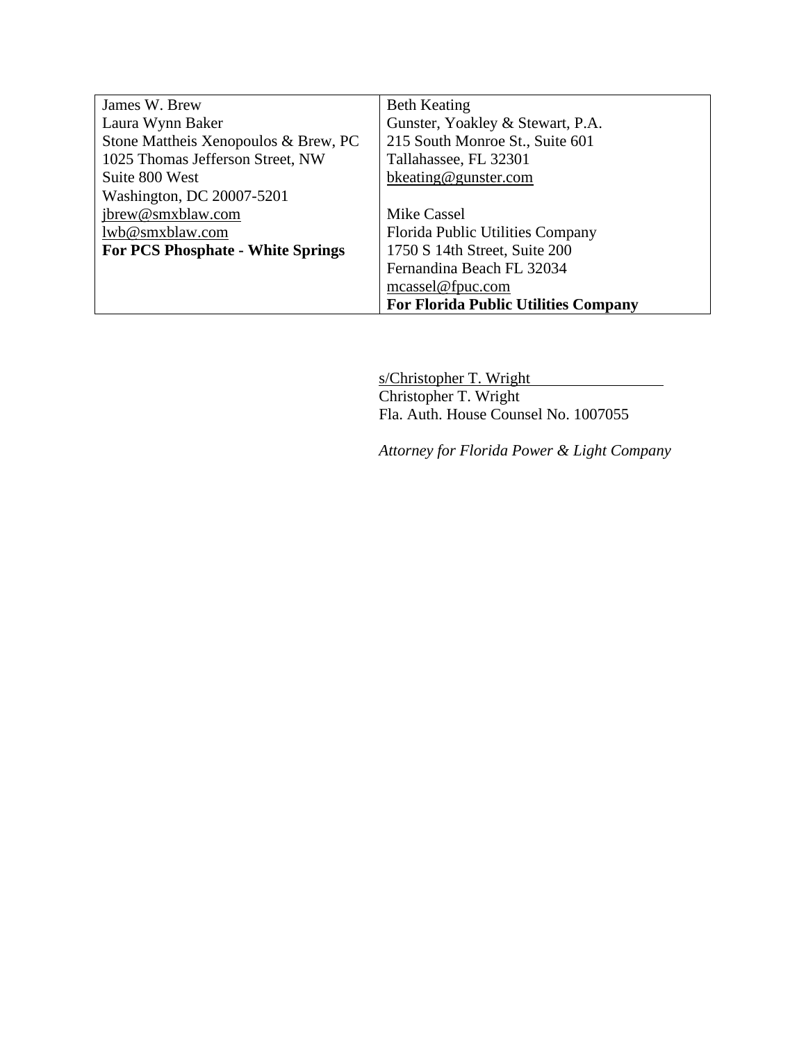| | |
|---|---|
| James W. Brew<br>Laura Wynn Baker<br>Stone Mattheis Xenopoulos & Brew, PC<br>1025 Thomas Jefferson Street, NW<br>Suite 800 West<br>Washington, DC 20007-5201<br>jbrew@smxblaw.com<br>lwb@smxblaw.com<br>**For PCS Phosphate - White Springs** | Beth Keating<br>Gunster, Yoakley & Stewart, P.A.<br>215 South Monroe St., Suite 601<br>Tallahassee, FL 32301<br>bkeating@gunster.com<br><br>Mike Cassel<br>Florida Public Utilities Company<br>1750 S 14th Street, Suite 200<br>Fernandina Beach FL 32034<br>mcassel@fpuc.com<br>**For Florida Public Utilities Company** |

s/Christopher T. Wright
Christopher T. Wright
Fla. Auth. House Counsel No. 1007055

*Attorney for Florida Power & Light Company*